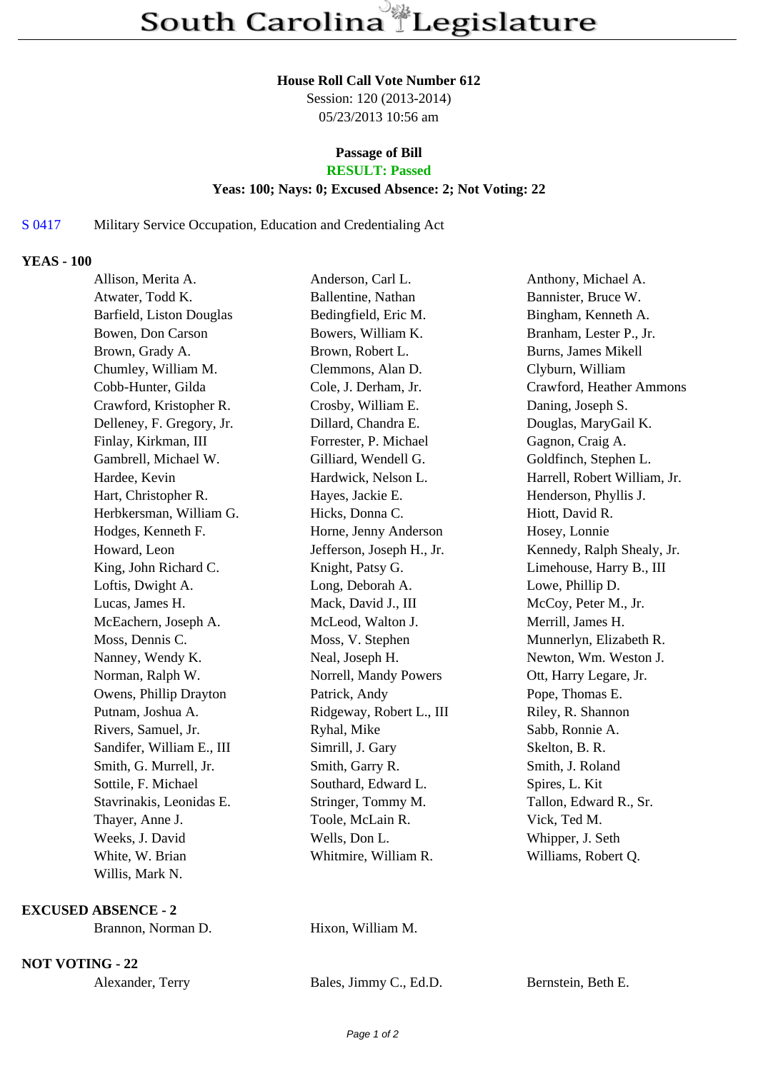# South Carolina Legislature

**House Roll Call Vote Number 612**
Session: 120 (2013-2014)
05/23/2013 10:56 am

**Passage of Bill**
**RESULT: Passed**
**Yeas: 100; Nays: 0; Excused Absence: 2; Not Voting: 22**

S 0417 Military Service Occupation, Education and Credentialing Act

**YEAS - 100**

| | | |
|---|---|---|
| Allison, Merita A. | Anderson, Carl L. | Anthony, Michael A. |
| Atwater, Todd K. | Ballentine, Nathan | Bannister, Bruce W. |
| Barfield, Liston Douglas | Bedingfield, Eric M. | Bingham, Kenneth A. |
| Bowen, Don Carson | Bowers, William K. | Branham, Lester P., Jr. |
| Brown, Grady A. | Brown, Robert L. | Burns, James Mikell |
| Chumley, William M. | Clemmons, Alan D. | Clyburn, William |
| Cobb-Hunter, Gilda | Cole, J. Derham, Jr. | Crawford, Heather Ammons |
| Crawford, Kristopher R. | Crosby, William E. | Daning, Joseph S. |
| Delleney, F. Gregory, Jr. | Dillard, Chandra E. | Douglas, MaryGail K. |
| Finlay, Kirkman, III | Forrester, P. Michael | Gagnon, Craig A. |
| Gambrell, Michael W. | Gilliard, Wendell G. | Goldfinch, Stephen L. |
| Hardee, Kevin | Hardwick, Nelson L. | Harrell, Robert William, Jr. |
| Hart, Christopher R. | Hayes, Jackie E. | Henderson, Phyllis J. |
| Herbkersman, William G. | Hicks, Donna C. | Hiott, David R. |
| Hodges, Kenneth F. | Horne, Jenny Anderson | Hosey, Lonnie |
| Howard, Leon | Jefferson, Joseph H., Jr. | Kennedy, Ralph Shealy, Jr. |
| King, John Richard C. | Knight, Patsy G. | Limehouse, Harry B., III |
| Loftis, Dwight A. | Long, Deborah A. | Lowe, Phillip D. |
| Lucas, James H. | Mack, David J., III | McCoy, Peter M., Jr. |
| McEachern, Joseph A. | McLeod, Walton J. | Merrill, James H. |
| Moss, Dennis C. | Moss, V. Stephen | Munnerlyn, Elizabeth R. |
| Nanney, Wendy K. | Neal, Joseph H. | Newton, Wm. Weston J. |
| Norman, Ralph W. | Norrell, Mandy Powers | Ott, Harry Legare, Jr. |
| Owens, Phillip Drayton | Patrick, Andy | Pope, Thomas E. |
| Putnam, Joshua A. | Ridgeway, Robert L., III | Riley, R. Shannon |
| Rivers, Samuel, Jr. | Ryhal, Mike | Sabb, Ronnie A. |
| Sandifer, William E., III | Simrill, J. Gary | Skelton, B. R. |
| Smith, G. Murrell, Jr. | Smith, Garry R. | Smith, J. Roland |
| Sottile, F. Michael | Southard, Edward L. | Spires, L. Kit |
| Stavrinakis, Leonidas E. | Stringer, Tommy M. | Tallon, Edward R., Sr. |
| Thayer, Anne J. | Toole, McLain R. | Vick, Ted M. |
| Weeks, J. David | Wells, Don L. | Whipper, J. Seth |
| White, W. Brian | Whitmire, William R. | Williams, Robert Q. |
| Willis, Mark N. | | |

**EXCUSED ABSENCE - 2**

| | |
|---|---|
| Brannon, Norman D. | Hixon, William M. |

**NOT VOTING - 22**

| | | |
|---|---|---|
| Alexander, Terry | Bales, Jimmy C., Ed.D. | Bernstein, Beth E. |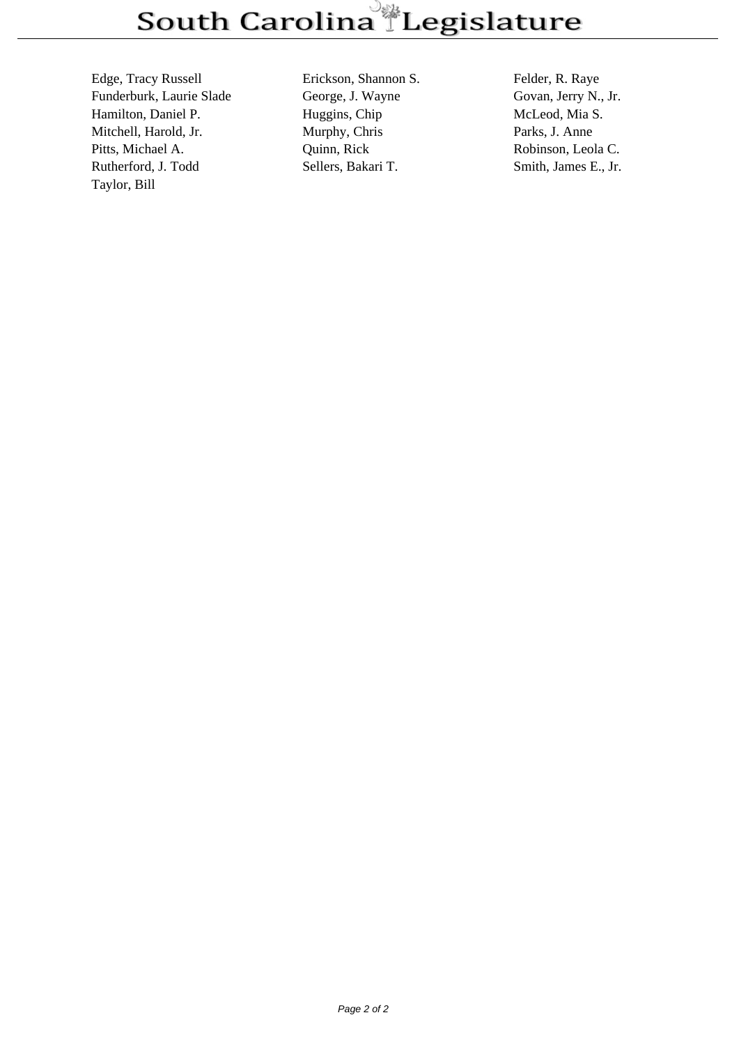Edge, Tracy Russell
Erickson, Shannon S.
Felder, R. Raye
Funderburk, Laurie Slade
George, J. Wayne
Govan, Jerry N., Jr.
Hamilton, Daniel P.
Huggins, Chip
McLeod, Mia S.
Mitchell, Harold, Jr.
Murphy, Chris
Parks, J. Anne
Pitts, Michael A.
Quinn, Rick
Robinson, Leola C.
Rutherford, J. Todd
Sellers, Bakari T.
Smith, James E., Jr.
Taylor, Bill